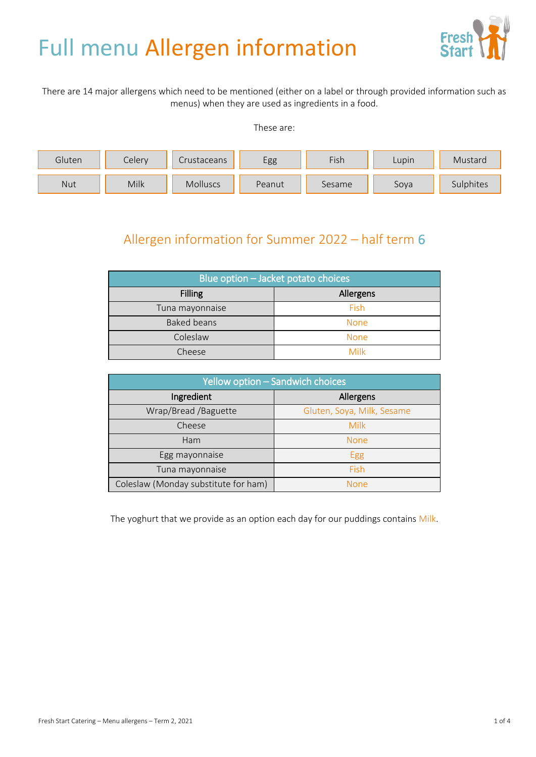# Full menu Allergen information

There are 14 major allergens which need to be mentioned (either on a label or through provided information such as menus) when they are used as ingredients in a food.

These are:

| | | | | | | |
|---|---|---|---|---|---|---|
| Gluten | Celery | Crustaceans | Egg | Fish | Lupin | Mustard |
| Nut | Milk | Molluscs | Peanut | Sesame | Soya | Sulphites |

## Allergen information for Summer 2022 – half term 6

| Blue option – Jacket potato choices | |
|---|---|
| **Filling** | **Allergens** |
| Tuna mayonnaise | Fish |
| Baked beans | None |
| Coleslaw | None |
| Cheese | Milk |

| Yellow option – Sandwich choices | |
|---|---|
| **Ingredient** | **Allergens** |
| Wrap/Bread /Baguette | Gluten, Soya, Milk, Sesame |
| Cheese | Milk |
| Ham | None |
| Egg mayonnaise | Egg |
| Tuna mayonnaise | Fish |
| Coleslaw (Monday substitute for ham) | None |

The yoghurt that we provide as an option each day for our puddings contains Milk.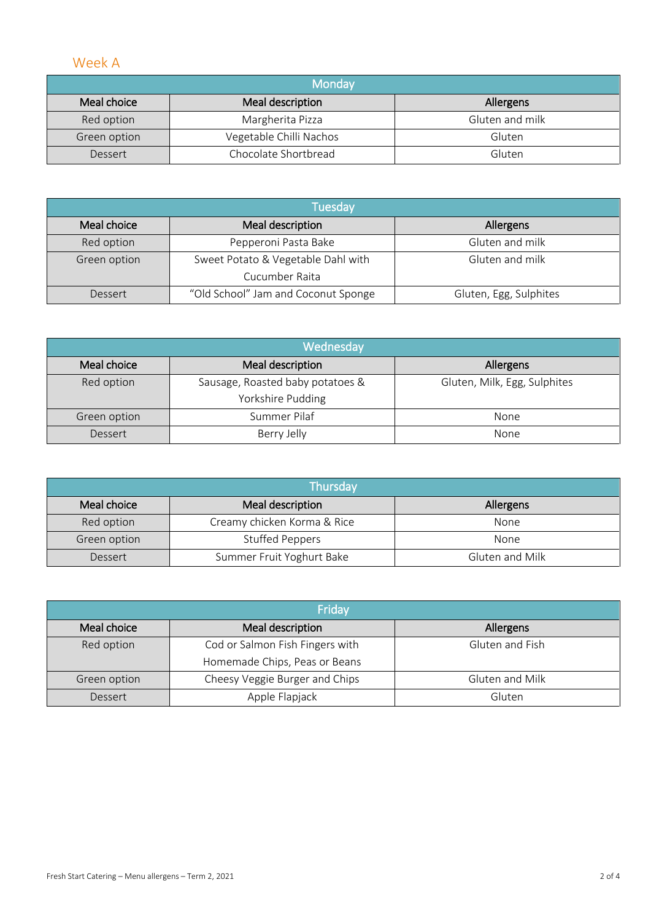## Week A

| Monday | | |
|---|---|---|
| **Meal choice** | **Meal description** | **Allergens** |
| Red option | Margherita Pizza | Gluten and milk |
| Green option | Vegetable Chilli Nachos | Gluten |
| Dessert | Chocolate Shortbread | Gluten |

| Tuesday | | |
|---|---|---|
| **Meal choice** | **Meal description** | **Allergens** |
| Red option | Pepperoni Pasta Bake | Gluten and milk |
| Green option | Sweet Potato & Vegetable Dahl with Cucumber Raita | Gluten and milk |
| Dessert | "Old School" Jam and Coconut Sponge | Gluten, Egg, Sulphites |

| Wednesday | | |
|---|---|---|
| **Meal choice** | **Meal description** | **Allergens** |
| Red option | Sausage, Roasted baby potatoes & Yorkshire Pudding | Gluten, Milk, Egg, Sulphites |
| Green option | Summer Pilaf | None |
| Dessert | Berry Jelly | None |

| Thursday | | |
|---|---|---|
| **Meal choice** | **Meal description** | **Allergens** |
| Red option | Creamy chicken Korma & Rice | None |
| Green option | Stuffed Peppers | None |
| Dessert | Summer Fruit Yoghurt Bake | Gluten and Milk |

| Friday | | |
|---|---|---|
| **Meal choice** | **Meal description** | **Allergens** |
| Red option | Cod or Salmon Fish Fingers with Homemade Chips, Peas or Beans | Gluten and Fish |
| Green option | Cheesy Veggie Burger and Chips | Gluten and Milk |
| Dessert | Apple Flapjack | Gluten |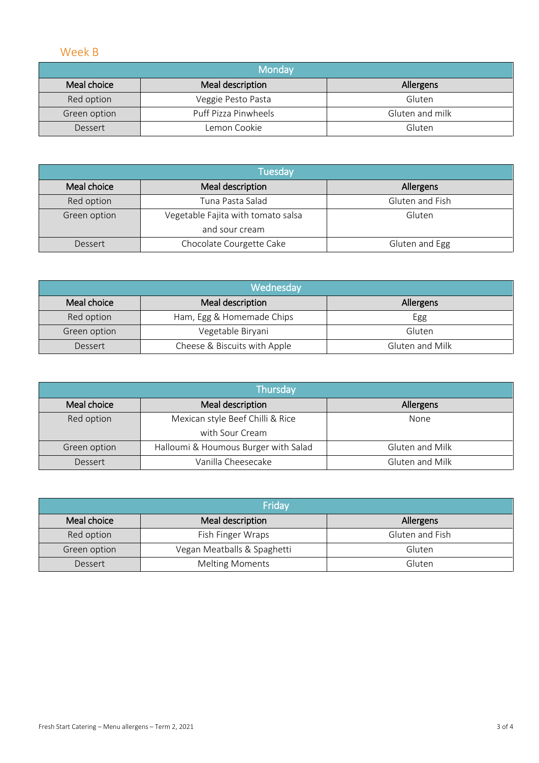## Week B

| Monday | | |
|---|---|---|
| **Meal choice** | **Meal description** | **Allergens** |
| Red option | Veggie Pesto Pasta | Gluten |
| Green option | Puff Pizza Pinwheels | Gluten and milk |
| Dessert | Lemon Cookie | Gluten |

| Tuesday | | |
|---|---|---|
| **Meal choice** | **Meal description** | **Allergens** |
| Red option | Tuna Pasta Salad | Gluten and Fish |
| Green option | Vegetable Fajita with tomato salsa and sour cream | Gluten |
| Dessert | Chocolate Courgette Cake | Gluten and Egg |

| Wednesday | | |
|---|---|---|
| **Meal choice** | **Meal description** | **Allergens** |
| Red option | Ham, Egg & Homemade Chips | Egg |
| Green option | Vegetable Biryani | Gluten |
| Dessert | Cheese & Biscuits with Apple | Gluten and Milk |

| Thursday | | |
|---|---|---|
| **Meal choice** | **Meal description** | **Allergens** |
| Red option | Mexican style Beef Chilli & Rice with Sour Cream | None |
| Green option | Halloumi & Houmous Burger with Salad | Gluten and Milk |
| Dessert | Vanilla Cheesecake | Gluten and Milk |

| Friday | | |
|---|---|---|
| **Meal choice** | **Meal description** | **Allergens** |
| Red option | Fish Finger Wraps | Gluten and Fish |
| Green option | Vegan Meatballs & Spaghetti | Gluten |
| Dessert | Melting Moments | Gluten |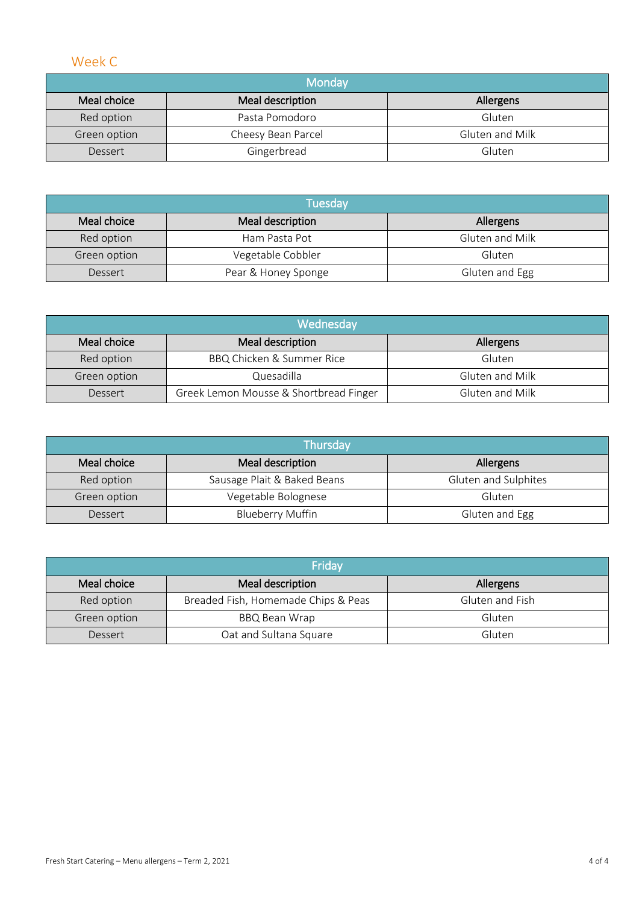## Week C

| Monday | | |
|---|---|---|
| **Meal choice** | **Meal description** | **Allergens** |
| Red option | Pasta Pomodoro | Gluten |
| Green option | Cheesy Bean Parcel | Gluten and Milk |
| Dessert | Gingerbread | Gluten |

| Tuesday | | |
|---|---|---|
| **Meal choice** | **Meal description** | **Allergens** |
| Red option | Ham Pasta Pot | Gluten and Milk |
| Green option | Vegetable Cobbler | Gluten |
| Dessert | Pear & Honey Sponge | Gluten and Egg |

| Wednesday | | |
|---|---|---|
| **Meal choice** | **Meal description** | **Allergens** |
| Red option | BBQ Chicken & Summer Rice | Gluten |
| Green option | Quesadilla | Gluten and Milk |
| Dessert | Greek Lemon Mousse & Shortbread Finger | Gluten and Milk |

| Thursday | | |
|---|---|---|
| **Meal choice** | **Meal description** | **Allergens** |
| Red option | Sausage Plait & Baked Beans | Gluten and Sulphites |
| Green option | Vegetable Bolognese | Gluten |
| Dessert | Blueberry Muffin | Gluten and Egg |

| Friday | | |
|---|---|---|
| **Meal choice** | **Meal description** | **Allergens** |
| Red option | Breaded Fish, Homemade Chips & Peas | Gluten and Fish |
| Green option | BBQ Bean Wrap | Gluten |
| Dessert | Oat and Sultana Square | Gluten |